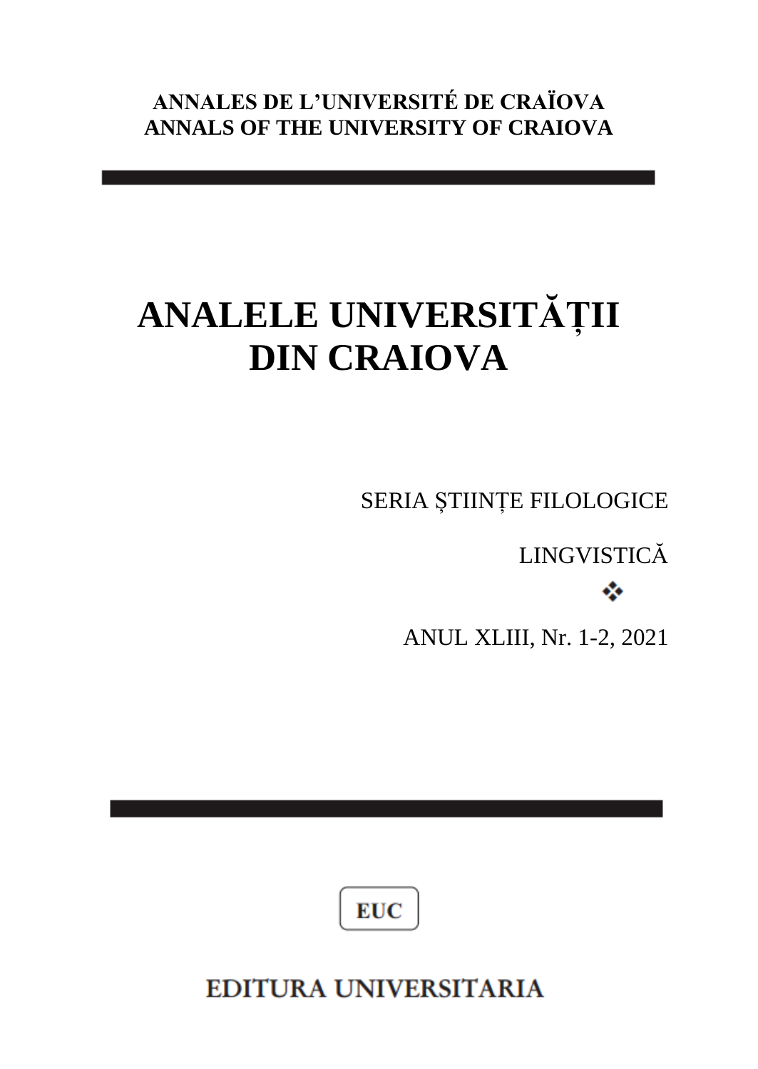**ANNALES DE L'UNIVERSITÉ DE CRAÏOVA**
**ANNALS OF THE UNIVERSITY OF CRAIOVA**

# ANALELE UNIVERSITĂȚII DIN CRAIOVA

SERIA ȘTIINȚE FILOLOGICE

LINGVISTICĂ

❖

ANUL XLIII, Nr. 1-2, 2021

**EUC**

**EDITURA UNIVERSITARIA**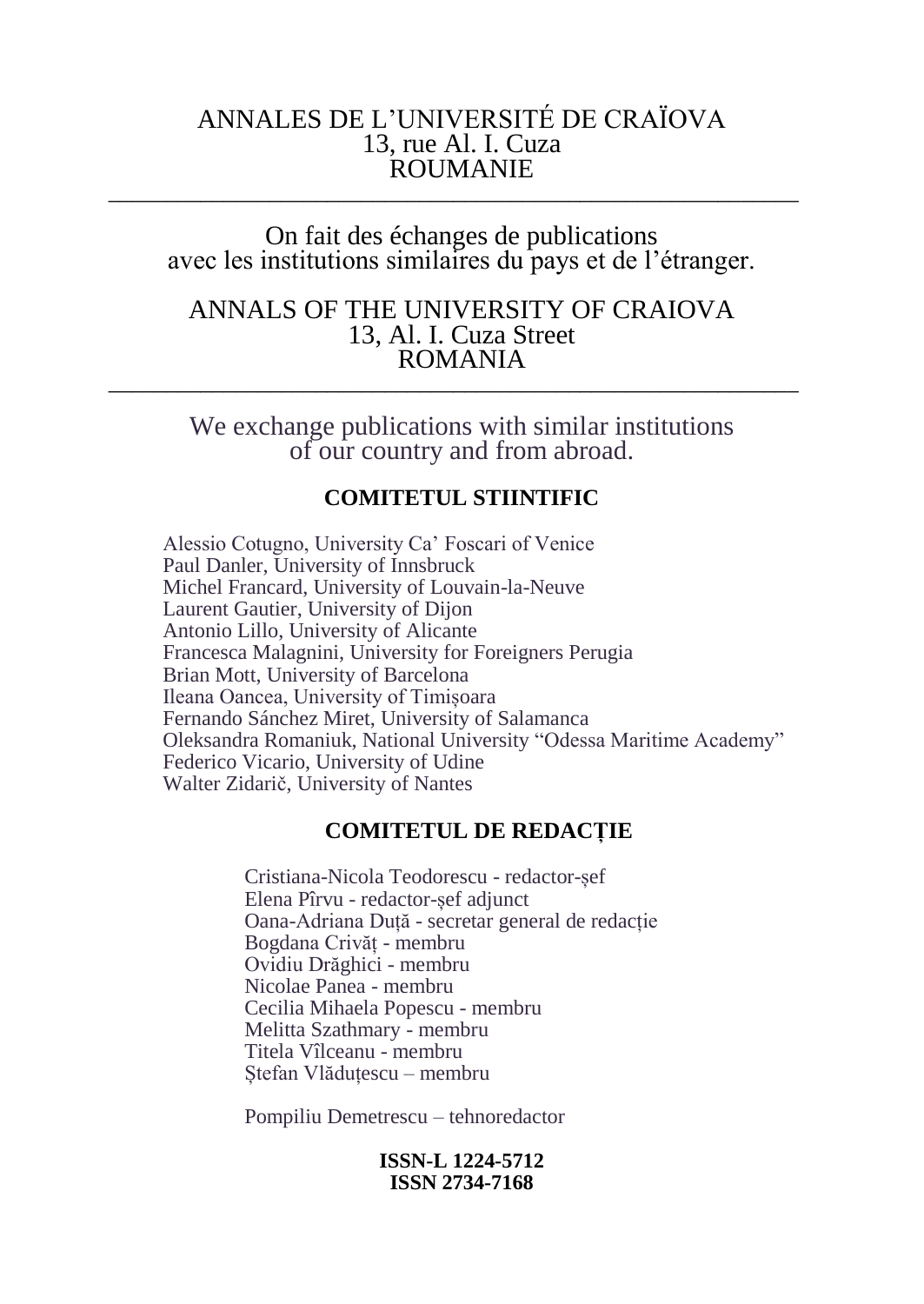ANNALES DE L'UNIVERSITÉ DE CRAÏOVA
13, rue Al. I. Cuza
ROUMANIE

---

On fait des échanges de publications
avec les institutions similaires du pays et de l'étranger.

ANNALS OF THE UNIVERSITY OF CRAIOVA
13, Al. I. Cuza Street
ROMANIA

---

We exchange publications with similar institutions
of our country and from abroad.

## COMITETUL STIINTIFIC

Alessio Cotugno, University Ca' Foscari of Venice
Paul Danler, University of Innsbruck
Michel Francard, University of Louvain-la-Neuve
Laurent Gautier, University of Dijon
Antonio Lillo, University of Alicante
Francesca Malagnini, University for Foreigners Perugia
Brian Mott, University of Barcelona
Ileana Oancea, University of Timișoara
Fernando Sánchez Miret, University of Salamanca
Oleksandra Romaniuk, National University "Odessa Maritime Academy"
Federico Vicario, University of Udine
Walter Zidarič, University of Nantes

## COMITETUL DE REDACȚIE

Cristiana-Nicola Teodorescu - redactor-șef
Elena Pîrvu - redactor-șef adjunct
Oana-Adriana Duță - secretar general de redacție
Bogdana Crivăț - membru
Ovidiu Drăghici - membru
Nicolae Panea - membru
Cecilia Mihaela Popescu - membru
Melitta Szathmary - membru
Titela Vîlceanu - membru
Ștefan Vlăduțescu – membru

Pompiliu Demetrescu – tehnoredactor

**ISSN-L 1224-5712**
**ISSN 2734-7168**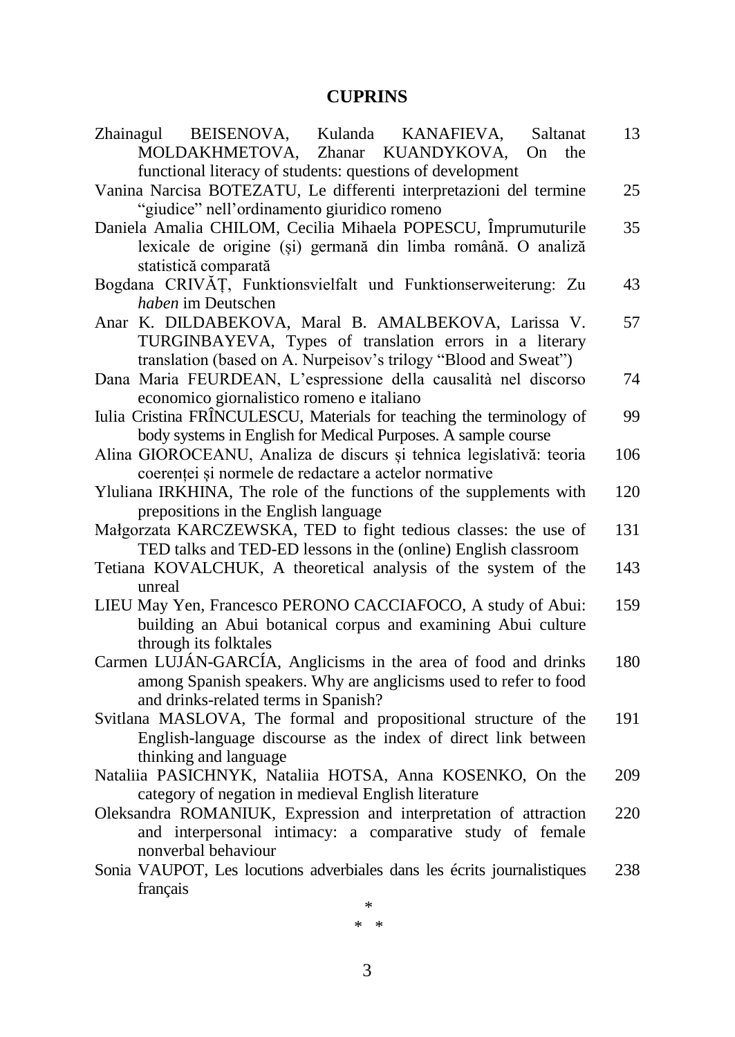# CUPRINS

| | |
|---|---|
| Zhainagul BEISENOVA, Kulanda KANAFIEVA, Saltanat MOLDAKHMETOVA, Zhanar KUANDYKOVA, On the functional literacy of students: questions of development | 13 |
| Vanina Narcisa BOTEZATU, Le differenti interpretazioni del termine "giudice" nell'ordinamento giuridico romeno | 25 |
| Daniela Amalia CHILOM, Cecilia Mihaela POPESCU, Împrumuturile lexicale de origine (și) germană din limba română. O analiză statistică comparată | 35 |
| Bogdana CRIVĂȚ, Funktionsvielfalt und Funktionserweiterung: Zu *haben* im Deutschen | 43 |
| Anar K. DILDABEKOVA, Maral B. AMALBEKOVA, Larissa V. TURGINBAYEVA, Types of translation errors in a literary translation (based on A. Nurpeisov's trilogy "Blood and Sweat") | 57 |
| Dana Maria FEURDEAN, L'espressione della causalità nel discorso economico giornalistico romeno e italiano | 74 |
| Iulia Cristina FRÎNCULESCU, Materials for teaching the terminology of body systems in English for Medical Purposes. A sample course | 99 |
| Alina GIOROCEANU, Analiza de discurs și tehnica legislativă: teoria coerenței și normele de redactare a actelor normative | 106 |
| Yluliana IRKHINA, The role of the functions of the supplements with prepositions in the English language | 120 |
| Małgorzata KARCZEWSKA, TED to fight tedious classes: the use of TED talks and TED-ED lessons in the (online) English classroom | 131 |
| Tetiana KOVALCHUK, A theoretical analysis of the system of the unreal | 143 |
| LIEU May Yen, Francesco PERONO CACCIAFOCO, A study of Abui: building an Abui botanical corpus and examining Abui culture through its folktales | 159 |
| Carmen LUJÁN-GARCÍA, Anglicisms in the area of food and drinks among Spanish speakers. Why are anglicisms used to refer to food and drinks-related terms in Spanish? | 180 |
| Svitlana MASLOVA, The formal and propositional structure of the English-language discourse as the index of direct link between thinking and language | 191 |
| Nataliia PASICHNYK, Nataliia HOTSA, Anna KOSENKO, On the category of negation in medieval English literature | 209 |
| Oleksandra ROMANIUK, Expression and interpretation of attraction and interpersonal intimacy: a comparative study of female nonverbal behaviour | 220 |
| Sonia VAUPOT, Les locutions adverbiales dans les écrits journalistiques français | 238 |

\*

\* \*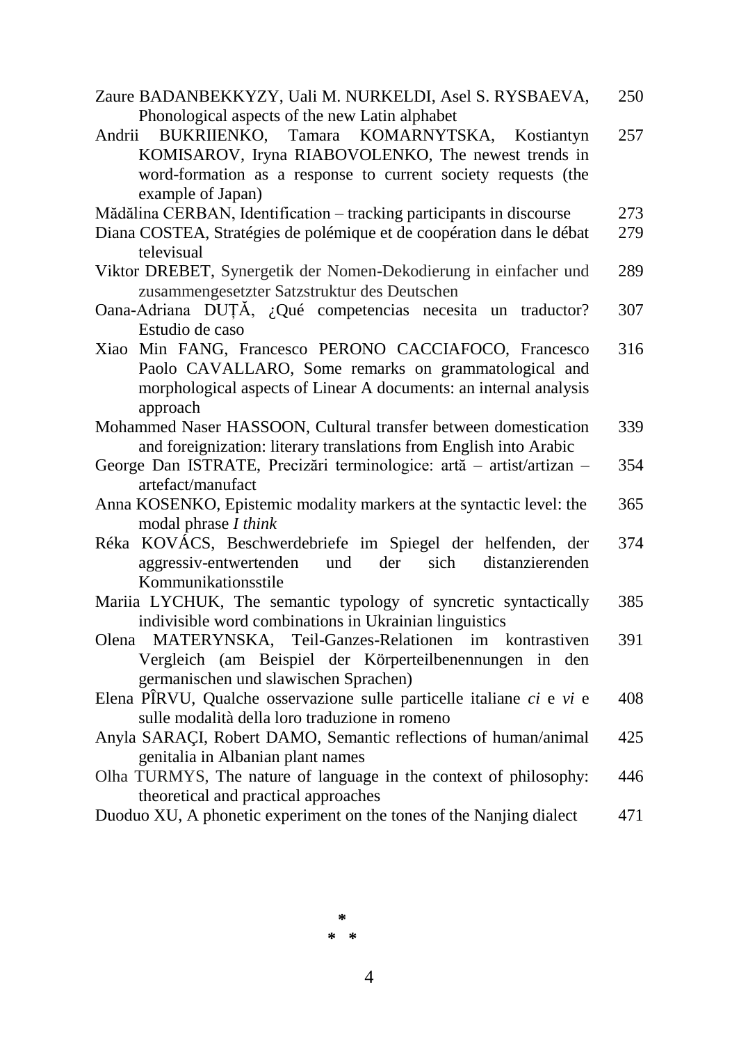| | |
|---|---|
| Zaure BADANBEKKYZY, Uali M. NURKELDI, Asel S. RYSBAEVA, Phonological aspects of the new Latin alphabet | 250 |
| Andrii BUKRIIENKO, Tamara KOMARNYTSKA, Kostiantyn KOMISAROV, Iryna RIABOVOLENKO, The newest trends in word-formation as a response to current society requests (the example of Japan) | 257 |
| Mădălina CERBAN, Identification – tracking participants in discourse | 273 |
| Diana COSTEA, Stratégies de polémique et de coopération dans le débat televisual | 279 |
| Viktor DREBET, Synergetik der Nomen-Dekodierung in einfacher und zusammengesetzter Satzstruktur des Deutschen | 289 |
| Oana-Adriana DUȚĂ, ¿Qué competencias necesita un traductor? Estudio de caso | 307 |
| Xiao Min FANG, Francesco PERONO CACCIAFOCO, Francesco Paolo CAVALLARO, Some remarks on grammatological and morphological aspects of Linear A documents: an internal analysis approach | 316 |
| Mohammed Naser HASSOON, Cultural transfer between domestication and foreignization: literary translations from English into Arabic | 339 |
| George Dan ISTRATE, Precizări terminologice: artă – artist/artizan – artefact/manufact | 354 |
| Anna KOSENKO, Epistemic modality markers at the syntactic level: the modal phrase *I think* | 365 |
| Réka KOVÁCS, Beschwerdebriefe im Spiegel der helfenden, der aggressiv-entwertenden und der sich distanzierenden Kommunikationsstile | 374 |
| Mariia LYCHUK, The semantic typology of syncretic syntactically indivisible word combinations in Ukrainian linguistics | 385 |
| Olena MATERYNSKA, Teil-Ganzes-Relationen im kontrastiven Vergleich (am Beispiel der Körperteilbenennungen in den germanischen und slawischen Sprachen) | 391 |
| Elena PÎRVU, Qualche osservazione sulle particelle italiane *ci* e *vi* e sulle modalità della loro traduzione in romeno | 408 |
| Anyla SARAÇI, Robert DAMO, Semantic reflections of human/animal genitalia in Albanian plant names | 425 |
| Olha TURMYS, The nature of language in the context of philosophy: theoretical and practical approaches | 446 |
| Duoduo XU, A phonetic experiment on the tones of the Nanjing dialect | 471 |

\*
\* \*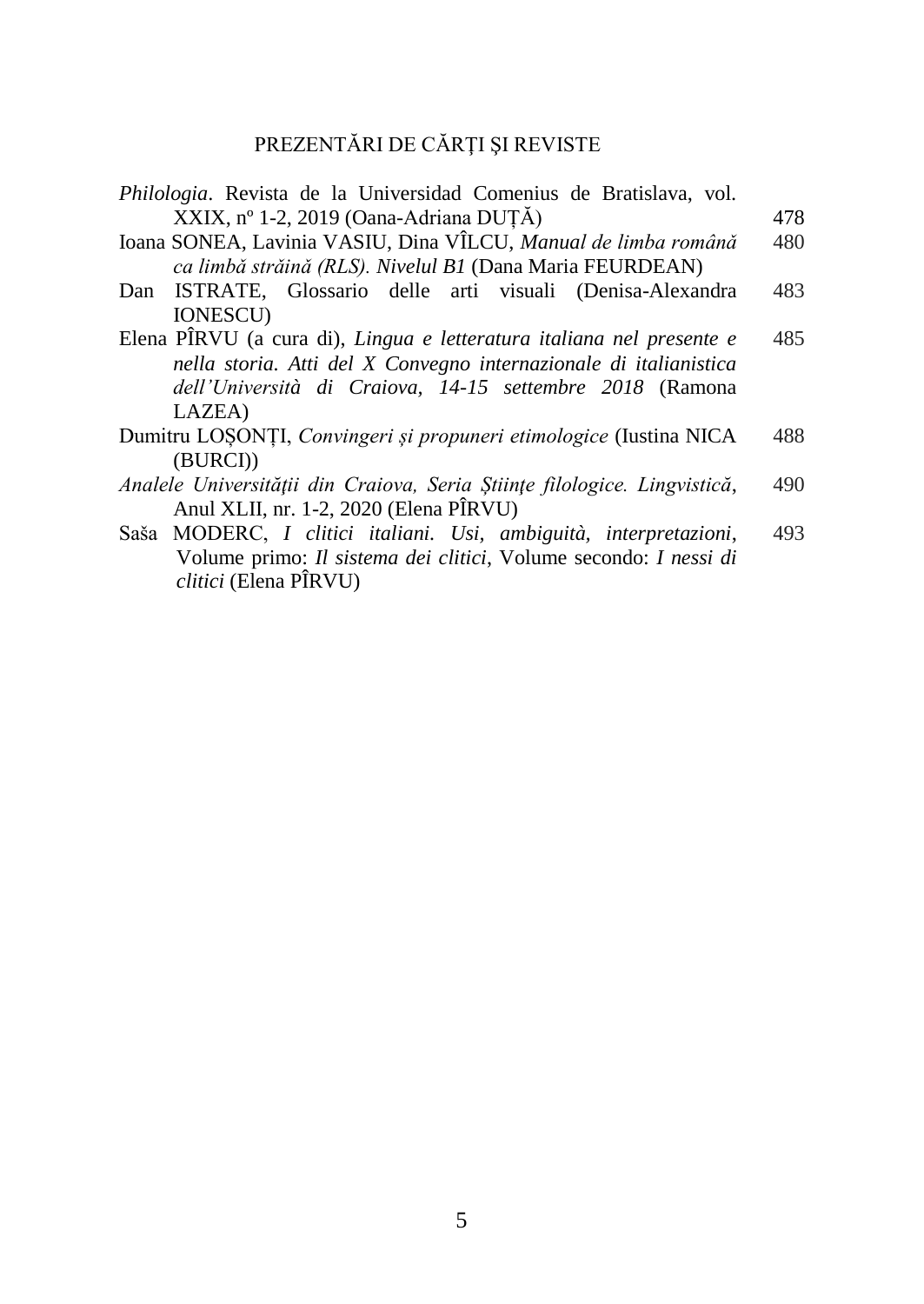## PREZENTĂRI DE CĂRŢI ŞI REVISTE

*Philologia*. Revista de la Universidad Comenius de Bratislava, vol. XXIX, nº 1-2, 2019 (Oana-Adriana DUȚĂ) 478

Ioana SONEA, Lavinia VASIU, Dina VÎLCU, *Manual de limba română ca limbă străină (RLS). Nivelul B1* (Dana Maria FEURDEAN) 480

Dan ISTRATE, Glossario delle arti visuali (Denisa-Alexandra IONESCU) 483

Elena PÎRVU (a cura di), *Lingua e letteratura italiana nel presente e nella storia. Atti del X Convegno internazionale di italianistica dell'Università di Craiova, 14-15 settembre 2018* (Ramona LAZEA) 485

Dumitru LOȘONȚI, *Convingeri și propuneri etimologice* (Iustina NICA (BURCI)) 488

*Analele Universităţii din Craiova, Seria Ştiinţe filologice. Lingvistică*, Anul XLII, nr. 1-2, 2020 (Elena PÎRVU) 490

Saša MODERC, *I clitici italiani. Usi, ambiguità, interpretazioni*, Volume primo: *Il sistema dei clitici*, Volume secondo: *I nessi di clitici* (Elena PÎRVU) 493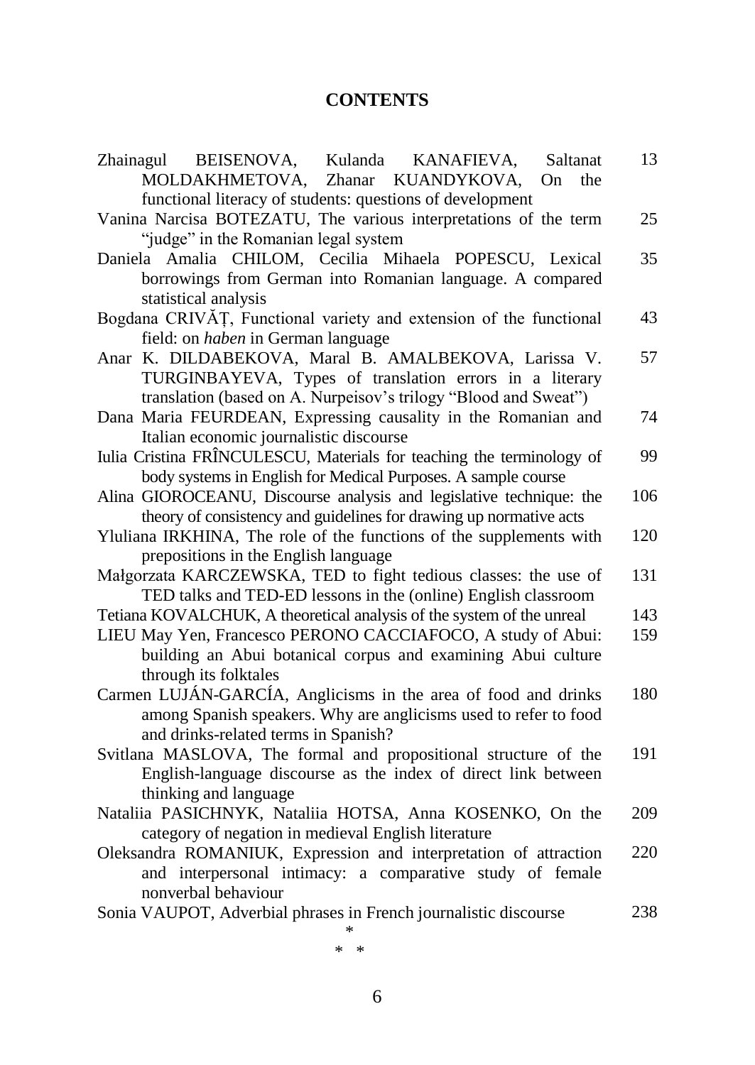# CONTENTS

| | |
|---|---|
| Zhainagul BEISENOVA, Kulanda KANAFIEVA, Saltanat MOLDAKHMETOVA, Zhanar KUANDYKOVA, On the functional literacy of students: questions of development | 13 |
| Vanina Narcisa BOTEZATU, The various interpretations of the term "judge" in the Romanian legal system | 25 |
| Daniela Amalia CHILOM, Cecilia Mihaela POPESCU, Lexical borrowings from German into Romanian language. A compared statistical analysis | 35 |
| Bogdana CRIVĂȚ, Functional variety and extension of the functional field: on *haben* in German language | 43 |
| Anar K. DILDABEKOVA, Maral B. AMALBEKOVA, Larissa V. TURGINBAYEVA, Types of translation errors in a literary translation (based on A. Nurpeisov's trilogy "Blood and Sweat") | 57 |
| Dana Maria FEURDEAN, Expressing causality in the Romanian and Italian economic journalistic discourse | 74 |
| Iulia Cristina FRÎNCULESCU, Materials for teaching the terminology of body systems in English for Medical Purposes. A sample course | 99 |
| Alina GIOROCEANU, Discourse analysis and legislative technique: the theory of consistency and guidelines for drawing up normative acts | 106 |
| Yluliana IRKHINA, The role of the functions of the supplements with prepositions in the English language | 120 |
| Małgorzata KARCZEWSKA, TED to fight tedious classes: the use of TED talks and TED-ED lessons in the (online) English classroom | 131 |
| Tetiana KOVALCHUK, A theoretical analysis of the system of the unreal | 143 |
| LIEU May Yen, Francesco PERONO CACCIAFOCO, A study of Abui: building an Abui botanical corpus and examining Abui culture through its folktales | 159 |
| Carmen LUJÁN-GARCÍA, Anglicisms in the area of food and drinks among Spanish speakers. Why are anglicisms used to refer to food and drinks-related terms in Spanish? | 180 |
| Svitlana MASLOVA, The formal and propositional structure of the English-language discourse as the index of direct link between thinking and language | 191 |
| Nataliia PASICHNYK, Nataliia HOTSA, Anna KOSENKO, On the category of negation in medieval English literature | 209 |
| Oleksandra ROMANIUK, Expression and interpretation of attraction and interpersonal intimacy: a comparative study of female nonverbal behaviour | 220 |
| Sonia VAUPOT, Adverbial phrases in French journalistic discourse | 238 |

\*
\* \*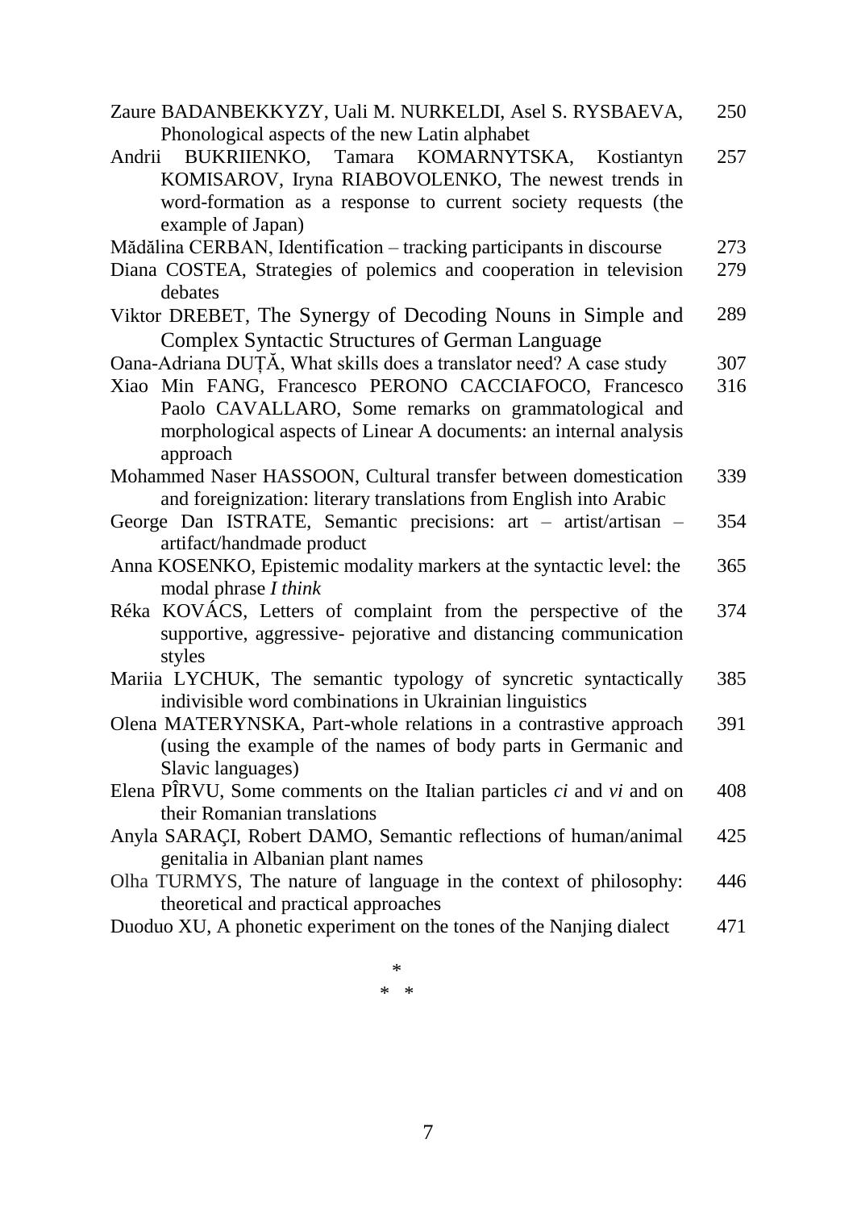| | |
|---|---|
| Zaure BADANBEKKYZY, Uali M. NURKELDI, Asel S. RYSBAEVA, Phonological aspects of the new Latin alphabet | 250 |
| Andrii BUKRIIENKO, Tamara KOMARNYTSKA, Kostiantyn KOMISAROV, Iryna RIABOVOLENKO, The newest trends in word-formation as a response to current society requests (the example of Japan) | 257 |
| Mădălina CERBAN, Identification – tracking participants in discourse | 273 |
| Diana COSTEA, Strategies of polemics and cooperation in television debates | 279 |
| Viktor DREBET, The Synergy of Decoding Nouns in Simple and Complex Syntactic Structures of German Language | 289 |
| Oana-Adriana DUȚĂ, What skills does a translator need? A case study | 307 |
| Xiao Min FANG, Francesco PERONO CACCIAFOCO, Francesco Paolo CAVALLARO, Some remarks on grammatological and morphological aspects of Linear A documents: an internal analysis approach | 316 |
| Mohammed Naser HASSOON, Cultural transfer between domestication and foreignization: literary translations from English into Arabic | 339 |
| George Dan ISTRATE, Semantic precisions: art – artist/artisan – artifact/handmade product | 354 |
| Anna KOSENKO, Epistemic modality markers at the syntactic level: the modal phrase *I think* | 365 |
| Réka KOVÁCS, Letters of complaint from the perspective of the supportive, aggressive- pejorative and distancing communication styles | 374 |
| Mariia LYCHUK, The semantic typology of syncretic syntactically indivisible word combinations in Ukrainian linguistics | 385 |
| Olena MATERYNSKA, Part-whole relations in a contrastive approach (using the example of the names of body parts in Germanic and Slavic languages) | 391 |
| Elena PÎRVU, Some comments on the Italian particles *ci* and *vi* and on their Romanian translations | 408 |
| Anyla SARAÇI, Robert DAMO, Semantic reflections of human/animal genitalia in Albanian plant names | 425 |
| Olha TURMYS, The nature of language in the context of philosophy: theoretical and practical approaches | 446 |
| Duoduo XU, A phonetic experiment on the tones of the Nanjing dialect | 471 |

\*
\* \*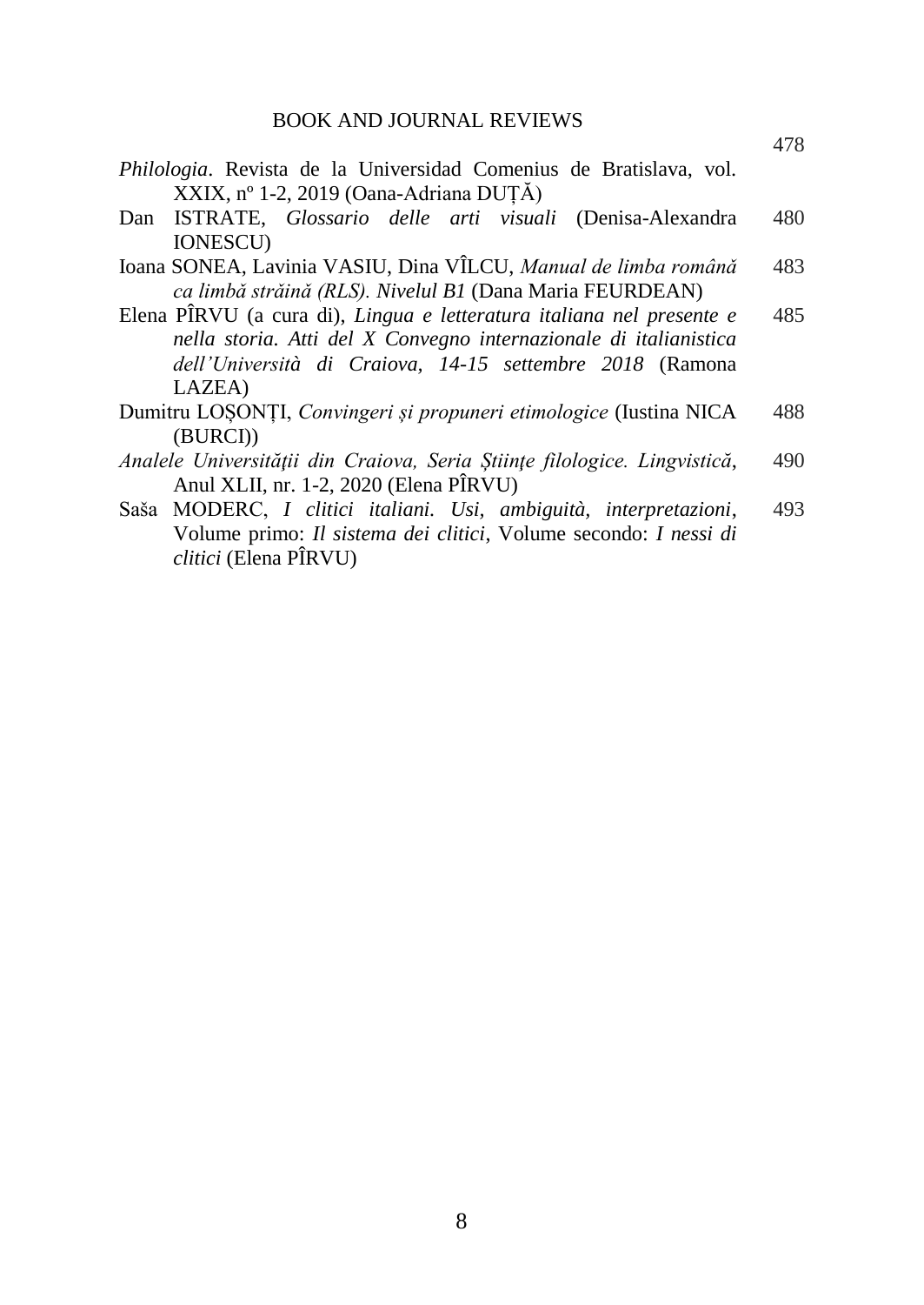## BOOK AND JOURNAL REVIEWS

| | |
|---|---|
| *Philologia*. Revista de la Universidad Comenius de Bratislava, vol. XXIX, nº 1-2, 2019 (Oana-Adriana DUȚĂ) | 478 |
| Dan ISTRATE, *Glossario delle arti visuali* (Denisa-Alexandra IONESCU) | 480 |
| Ioana SONEA, Lavinia VASIU, Dina VÎLCU, *Manual de limba română ca limbă străină (RLS). Nivelul B1* (Dana Maria FEURDEAN) | 483 |
| Elena PÎRVU (a cura di), *Lingua e letteratura italiana nel presente e nella storia. Atti del X Convegno internazionale di italianistica dell'Università di Craiova, 14-15 settembre 2018* (Ramona LAZEA) | 485 |
| Dumitru LOȘONȚI, *Convingeri și propuneri etimologice* (Iustina NICA (BURCI)) | 488 |
| *Analele Universităţii din Craiova, Seria Ştiinţe filologice. Lingvistică*, Anul XLII, nr. 1-2, 2020 (Elena PÎRVU) | 490 |
| Saša MODERC, *I clitici italiani. Usi, ambiguità, interpretazioni*, Volume primo: *Il sistema dei clitici*, Volume secondo: *I nessi di clitici* (Elena PÎRVU) | 493 |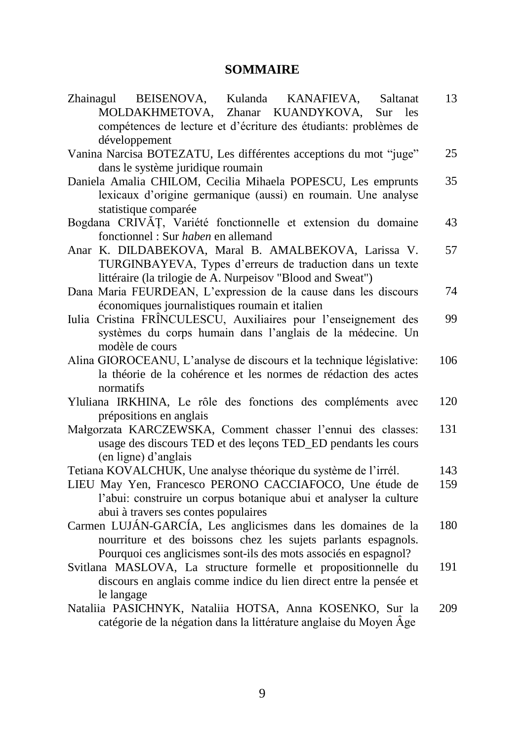# SOMMAIRE

| | |
|---|---|
| Zhainagul BEISENOVA, Kulanda KANAFIEVA, Saltanat MOLDAKHMETOVA, Zhanar KUANDYKOVA, Sur les compétences de lecture et d'écriture des étudiants: problèmes de développement | 13 |
| Vanina Narcisa BOTEZATU, Les différentes acceptions du mot "juge" dans le système juridique roumain | 25 |
| Daniela Amalia CHILOM, Cecilia Mihaela POPESCU, Les emprunts lexicaux d'origine germanique (aussi) en roumain. Une analyse statistique comparée | 35 |
| Bogdana CRIVĂȚ, Variété fonctionnelle et extension du domaine fonctionnel : Sur *haben* en allemand | 43 |
| Anar K. DILDABEKOVA, Maral B. AMALBEKOVA, Larissa V. TURGINBAYEVA, Types d'erreurs de traduction dans un texte littéraire (la trilogie de A. Nurpeisov "Blood and Sweat") | 57 |
| Dana Maria FEURDEAN, L'expression de la cause dans les discours économiques journalistiques roumain et italien | 74 |
| Iulia Cristina FRÎNCULESCU, Auxiliaires pour l'enseignement des systèmes du corps humain dans l'anglais de la médecine. Un modèle de cours | 99 |
| Alina GIOROCEANU, L'analyse de discours et la technique législative: la théorie de la cohérence et les normes de rédaction des actes normatifs | 106 |
| Yluliana IRKHINA, Le rôle des fonctions des compléments avec prépositions en anglais | 120 |
| Małgorzata KARCZEWSKA, Comment chasser l'ennui des classes: usage des discours TED et des leçons TED_ED pendants les cours (en ligne) d'anglais | 131 |
| Tetiana KOVALCHUK, Une analyse théorique du système de l'irrél. | 143 |
| LIEU May Yen, Francesco PERONO CACCIAFOCO, Une étude de l'abui: construire un corpus botanique abui et analyser la culture abui à travers ses contes populaires | 159 |
| Carmen LUJÁN-GARCÍA, Les anglicismes dans les domaines de la nourriture et des boissons chez les sujets parlants espagnols. Pourquoi ces anglicismes sont-ils des mots associés en espagnol? | 180 |
| Svitlana MASLOVA, La structure formelle et propositionnelle du discours en anglais comme indice du lien direct entre la pensée et le langage | 191 |
| Nataliia PASICHNYK, Nataliia HOTSA, Anna KOSENKO, Sur la catégorie de la négation dans la littérature anglaise du Moyen Âge | 209 |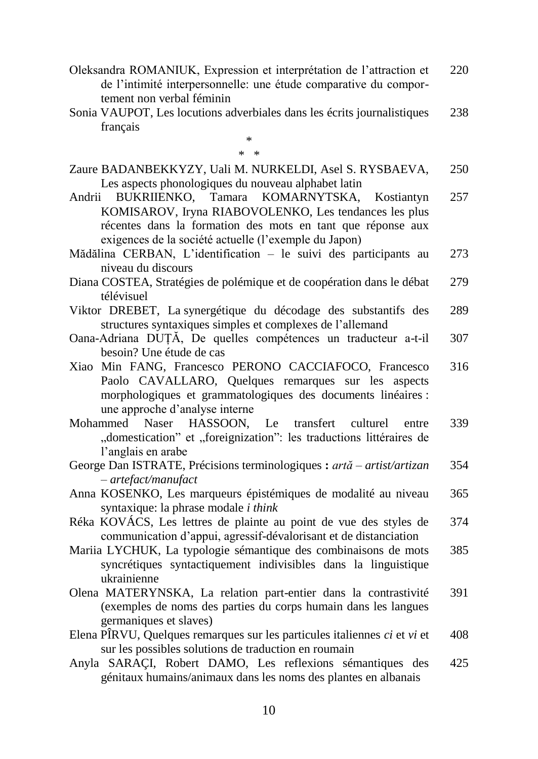Oleksandra ROMANIUK, Expression et interprétation de l'attraction et de l'intimité interpersonnelle: une étude comparative du comportement non verbal féminin — 220

Sonia VAUPOT, Les locutions adverbiales dans les écrits journalistiques français — 238

\*
\* \*

Zaure BADANBEKKYZY, Uali M. NURKELDI, Asel S. RYSBAEVA, Les aspects phonologiques du nouveau alphabet latin — 250

Andrii BUKRIIENKO, Tamara KOMARNYTSKA, Kostiantyn KOMISAROV, Iryna RIABOVOLENKO, Les tendances les plus récentes dans la formation des mots en tant que réponse aux exigences de la société actuelle (l'exemple du Japon) — 257

Mădălina CERBAN, L'identification – le suivi des participants au niveau du discours — 273

Diana COSTEA, Stratégies de polémique et de coopération dans le débat télévisuel — 279

Viktor DREBET, La synergétique du décodage des substantifs des structures syntaxiques simples et complexes de l'allemand — 289

Oana-Adriana DUȚĂ, De quelles compétences un traducteur a-t-il besoin? Une étude de cas — 307

Xiao Min FANG, Francesco PERONO CACCIAFOCO, Francesco Paolo CAVALLARO, Quelques remarques sur les aspects morphologiques et grammatologiques des documents linéaires : une approche d'analyse interne — 316

Mohammed Naser HASSOON, Le transfert culturel entre „domestication" et „foreignization": les traductions littéraires de l'anglais en arabe — 339

George Dan ISTRATE, Précisions terminologiques **:** *artă* – *artist/artizan* – *artefact/manufact* — 354

Anna KOSENKO, Les marqueurs épistémiques de modalité au niveau syntaxique: la phrase modale *i think* — 365

Réka KOVÁCS, Les lettres de plainte au point de vue des styles de communication d'appui, agressif-dévalorisant et de distanciation — 374

Mariia LYCHUK, La typologie sémantique des combinaisons de mots syncrétiques syntactiquement indivisibles dans la linguistique ukrainienne — 385

Olena MATERYNSKA, La relation part-entier dans la contrastivité (exemples de noms des parties du corps humain dans les langues germaniques et slaves) — 391

Elena PÎRVU, Quelques remarques sur les particules italiennes *ci* et *vi* et sur les possibles solutions de traduction en roumain — 408

Anyla SARAÇI, Robert DAMO, Les reflexions sémantiques des génitaux humains/animaux dans les noms des plantes en albanais — 425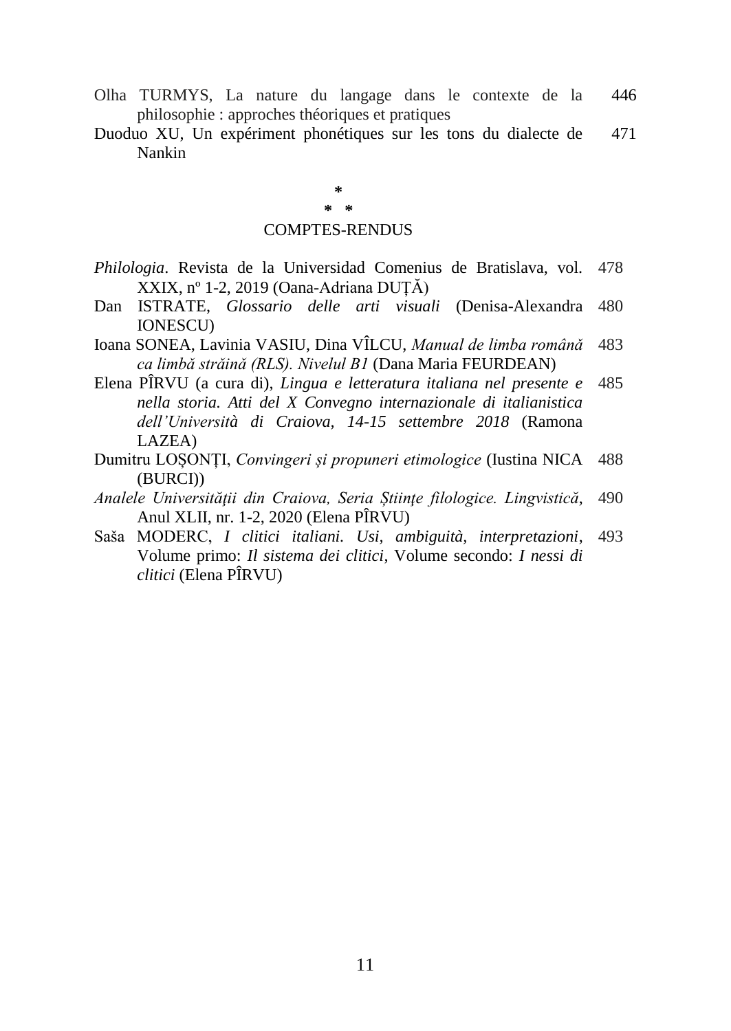Olha TURMYS, La nature du langage dans le contexte de la philosophie : approches théoriques et pratiques 446

Duoduo XU, Un expériment phonétiques sur les tons du dialecte de Nankin 471

\*
\* \*

COMPTES-RENDUS

*Philologia*. Revista de la Universidad Comenius de Bratislava, vol. XXIX, nº 1-2, 2019 (Oana-Adriana DUȚĂ) 478

Dan ISTRATE, *Glossario delle arti visuali* (Denisa-Alexandra IONESCU) 480

Ioana SONEA, Lavinia VASIU, Dina VÎLCU, *Manual de limba română ca limbă străină (RLS). Nivelul B1* (Dana Maria FEURDEAN) 483

Elena PÎRVU (a cura di), *Lingua e letteratura italiana nel presente e nella storia. Atti del X Convegno internazionale di italianistica dell'Università di Craiova, 14-15 settembre 2018* (Ramona LAZEA) 485

Dumitru LOȘONȚI, *Convingeri și propuneri etimologice* (Iustina NICA (BURCI)) 488

*Analele Universităţii din Craiova, Seria Ştiinţe filologice. Lingvistică*, Anul XLII, nr. 1-2, 2020 (Elena PÎRVU) 490

Saša MODERC, *I clitici italiani. Usi, ambiguità, interpretazioni*, Volume primo: *Il sistema dei clitici*, Volume secondo: *I nessi di clitici* (Elena PÎRVU) 493